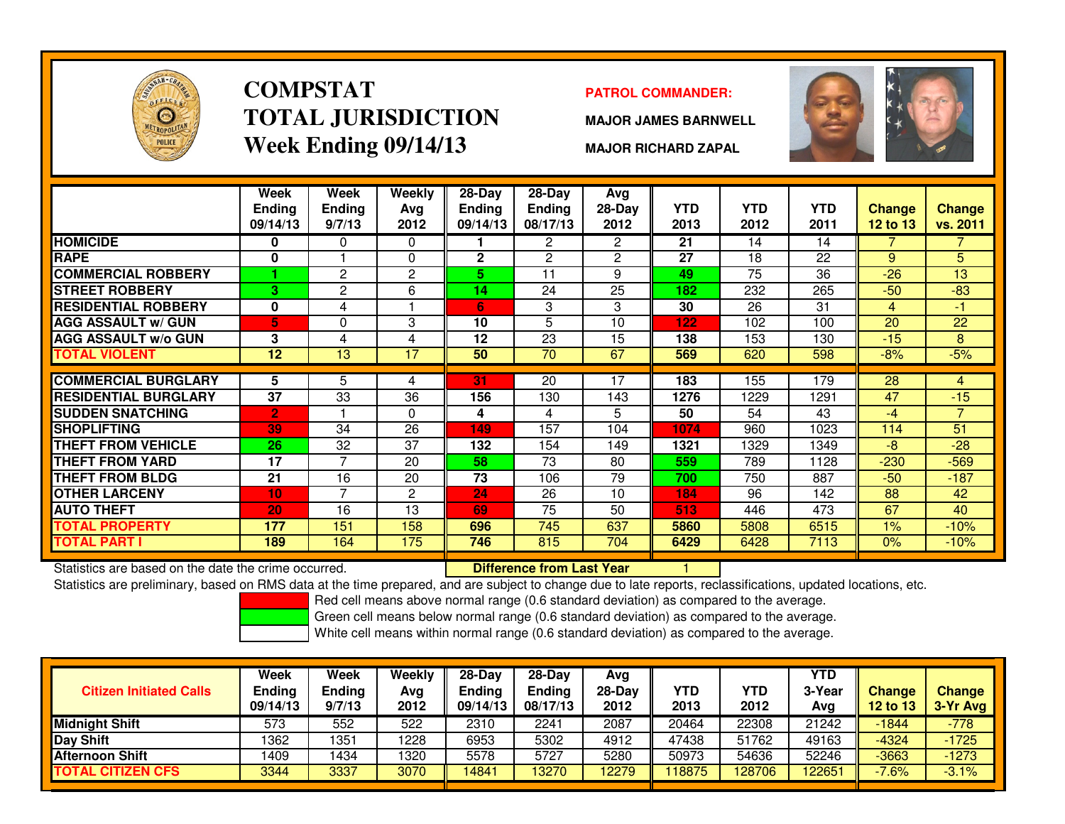# COMPSTAT
# TOTAL JURISDICTION
# Week Ending 09/14/13

**PATROL COMMANDER:**

**MAJOR JAMES BARNWELL**

**MAJOR RICHARD ZAPAL**

| | Week Ending 09/14/13 | Week Ending 9/7/13 | Weekly Avg 2012 | 28-Day Ending 09/14/13 | 28-Day Ending 08/17/13 | Avg 28-Day 2012 | YTD 2013 | YTD 2012 | YTD 2011 | Change 12 to 13 | Change vs. 2011 |
|---|---|---|---|---|---|---|---|---|---|---|---|
| HOMICIDE | 0 | 0 | 0 | 1 | 2 | 2 | 21 | 14 | 14 | 7 | 7 |
| RAPE | 0 | 1 | 0 | 2 | 2 | 2 | 27 | 18 | 22 | 9 | 5 |
| COMMERCIAL ROBBERY | 1 | 2 | 2 | 5 | 11 | 9 | 49 | 75 | 36 | -26 | 13 |
| STREET ROBBERY | 3 | 2 | 6 | 14 | 24 | 25 | 182 | 232 | 265 | -50 | -83 |
| RESIDENTIAL ROBBERY | 0 | 4 | 1 | 6 | 3 | 3 | 30 | 26 | 31 | 4 | -1 |
| AGG ASSAULT w/ GUN | 5 | 0 | 3 | 10 | 5 | 10 | 122 | 102 | 100 | 20 | 22 |
| AGG ASSAULT w/o GUN | 3 | 4 | 4 | 12 | 23 | 15 | 138 | 153 | 130 | -15 | 8 |
| TOTAL VIOLENT | 12 | 13 | 17 | 50 | 70 | 67 | 569 | 620 | 598 | -8% | -5% |
| COMMERCIAL BURGLARY | 5 | 5 | 4 | 31 | 20 | 17 | 183 | 155 | 179 | 28 | 4 |
| RESIDENTIAL BURGLARY | 37 | 33 | 36 | 156 | 130 | 143 | 1276 | 1229 | 1291 | 47 | -15 |
| SUDDEN SNATCHING | 2 | 1 | 0 | 4 | 4 | 5 | 50 | 54 | 43 | -4 | 7 |
| SHOPLIFTING | 39 | 34 | 26 | 149 | 157 | 104 | 1074 | 960 | 1023 | 114 | 51 |
| THEFT FROM VEHICLE | 26 | 32 | 37 | 132 | 154 | 149 | 1321 | 1329 | 1349 | -8 | -28 |
| THEFT FROM YARD | 17 | 7 | 20 | 58 | 73 | 80 | 559 | 789 | 1128 | -230 | -569 |
| THEFT FROM BLDG | 21 | 16 | 20 | 73 | 106 | 79 | 700 | 750 | 887 | -50 | -187 |
| OTHER LARCENY | 10 | 7 | 2 | 24 | 26 | 10 | 184 | 96 | 142 | 88 | 42 |
| AUTO THEFT | 20 | 16 | 13 | 69 | 75 | 50 | 513 | 446 | 473 | 67 | 40 |
| TOTAL PROPERTY | 177 | 151 | 158 | 696 | 745 | 637 | 5860 | 5808 | 6515 | 1% | -10% |
| TOTAL PART I | 189 | 164 | 175 | 746 | 815 | 704 | 6429 | 6428 | 7113 | 0% | -10% |

Statistics are based on the date the crime occurred.

**Difference from Last Year** 1

Statistics are preliminary, based on RMS data at the time prepared, and are subject to change due to late reports, reclassifications, updated locations, etc.

Red cell means above normal range (0.6 standard deviation) as compared to the average.

Green cell means below normal range (0.6 standard deviation) as compared to the average.

White cell means within normal range (0.6 standard deviation) as compared to the average.

| Citizen Initiated Calls | Week Ending 09/14/13 | Week Ending 9/7/13 | Weekly Avg 2012 | 28-Day Ending 09/14/13 | 28-Day Ending 08/17/13 | Avg 28-Day 2012 | YTD 2013 | YTD 2012 | YTD 3-Year Avg | Change 12 to 13 | Change 3-Yr Avg |
|---|---|---|---|---|---|---|---|---|---|---|---|
| Midnight Shift | 573 | 552 | 522 | 2310 | 2241 | 2087 | 20464 | 22308 | 21242 | -1844 | -778 |
| Day Shift | 1362 | 1351 | 1228 | 6953 | 5302 | 4912 | 47438 | 51762 | 49163 | -4324 | -1725 |
| Afternoon Shift | 1409 | 1434 | 1320 | 5578 | 5727 | 5280 | 50973 | 54636 | 52246 | -3663 | -1273 |
| TOTAL CITIZEN CFS | 3344 | 3337 | 3070 | 14841 | 13270 | 12279 | 118875 | 128706 | 122651 | -7.6% | -3.1% |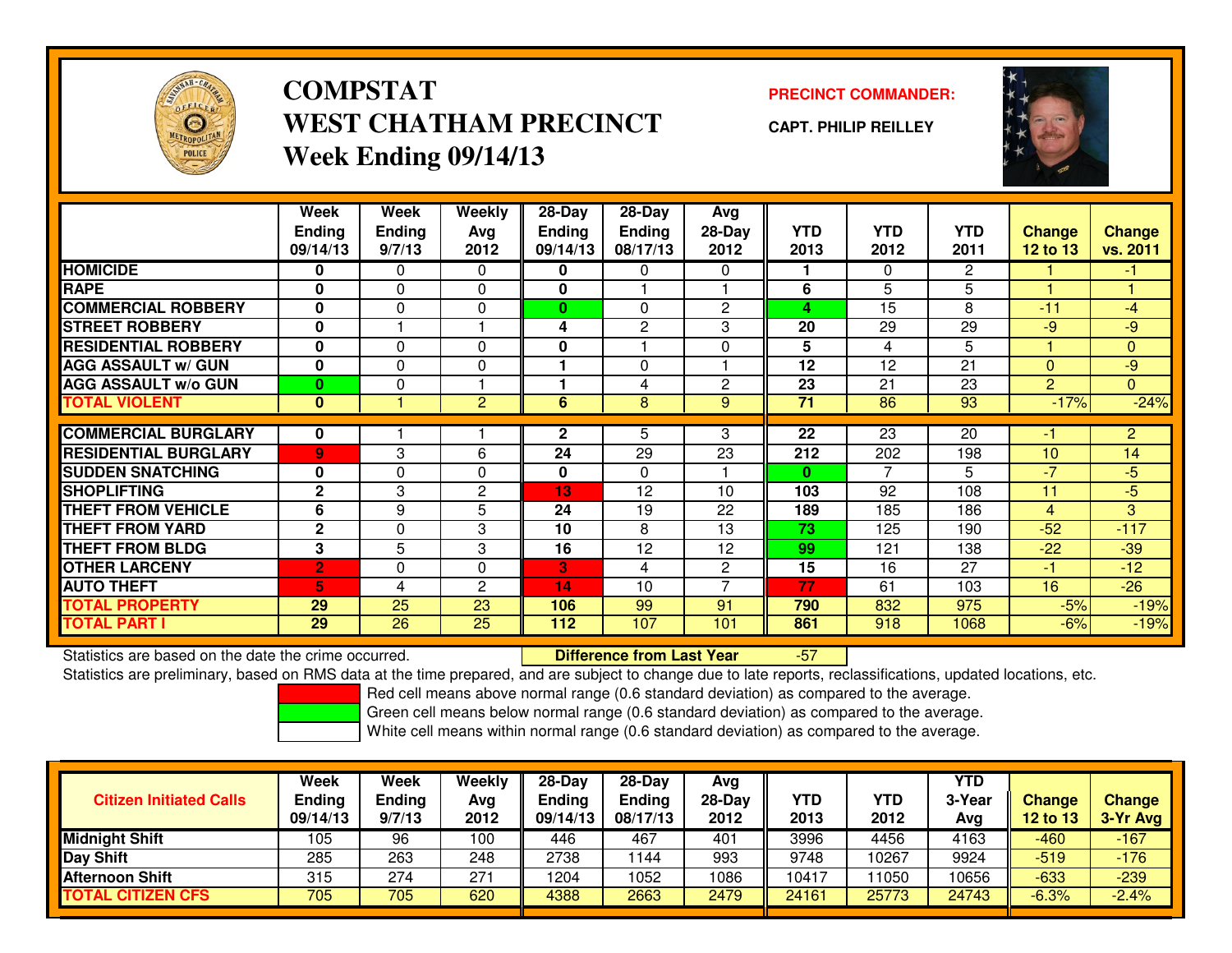# COMPSTAT
# WEST CHATHAM PRECINCT
## Week Ending 09/14/13

**PRECINCT COMMANDER:**

**CAPT. PHILIP REILLEY**

| | Week Ending 09/14/13 | Week Ending 9/7/13 | Weekly Avg 2012 | 28-Day Ending 09/14/13 | 28-Day Ending 08/17/13 | Avg 28-Day 2012 | YTD 2013 | YTD 2012 | YTD 2011 | Change 12 to 13 | Change vs. 2011 |
|---|---|---|---|---|---|---|---|---|---|---|---|
| HOMICIDE | 0 | 0 | 0 | 0 | 0 | 0 | 1 | 0 | 2 | 1 | -1 |
| RAPE | 0 | 0 | 0 | 0 | 1 | 1 | 6 | 5 | 5 | 1 | 1 |
| COMMERCIAL ROBBERY | 0 | 0 | 0 | 0 | 0 | 2 | 4 | 15 | 8 | -11 | -4 |
| STREET ROBBERY | 0 | 1 | 1 | 4 | 2 | 3 | 20 | 29 | 29 | -9 | -9 |
| RESIDENTIAL ROBBERY | 0 | 0 | 0 | 0 | 1 | 0 | 5 | 4 | 5 | 1 | 0 |
| AGG ASSAULT w/ GUN | 0 | 0 | 0 | 1 | 0 | 1 | 12 | 12 | 21 | 0 | -9 |
| AGG ASSAULT w/o GUN | 0 | 0 | 1 | 1 | 4 | 2 | 23 | 21 | 23 | 2 | 0 |
| TOTAL VIOLENT | 0 | 1 | 2 | 6 | 8 | 9 | 71 | 86 | 93 | -17% | -24% |
| COMMERCIAL BURGLARY | 0 | 1 | 1 | 2 | 5 | 3 | 22 | 23 | 20 | -1 | 2 |
| RESIDENTIAL BURGLARY | 9 | 3 | 6 | 24 | 29 | 23 | 212 | 202 | 198 | 10 | 14 |
| SUDDEN SNATCHING | 0 | 0 | 0 | 0 | 0 | 1 | 0 | 7 | 5 | -7 | -5 |
| SHOPLIFTING | 2 | 3 | 2 | 13 | 12 | 10 | 103 | 92 | 108 | 11 | -5 |
| THEFT FROM VEHICLE | 6 | 9 | 5 | 24 | 19 | 22 | 189 | 185 | 186 | 4 | 3 |
| THEFT FROM YARD | 2 | 0 | 3 | 10 | 8 | 13 | 73 | 125 | 190 | -52 | -117 |
| THEFT FROM BLDG | 3 | 5 | 3 | 16 | 12 | 12 | 99 | 121 | 138 | -22 | -39 |
| OTHER LARCENY | 2 | 0 | 0 | 3 | 4 | 2 | 15 | 16 | 27 | -1 | -12 |
| AUTO THEFT | 5 | 4 | 2 | 14 | 10 | 7 | 77 | 61 | 103 | 16 | -26 |
| TOTAL PROPERTY | 29 | 25 | 23 | 106 | 99 | 91 | 790 | 832 | 975 | -5% | -19% |
| TOTAL PART I | 29 | 26 | 25 | 112 | 107 | 101 | 861 | 918 | 1068 | -6% | -19% |

Statistics are based on the date the crime occurred. **Difference from Last Year** -57

Statistics are preliminary, based on RMS data at the time prepared, and are subject to change due to late reports, reclassifications, updated locations, etc.

Red cell means above normal range (0.6 standard deviation) as compared to the average.

Green cell means below normal range (0.6 standard deviation) as compared to the average.

White cell means within normal range (0.6 standard deviation) as compared to the average.

| Citizen Initiated Calls | Week Ending 09/14/13 | Week Ending 9/7/13 | Weekly Avg 2012 | 28-Day Ending 09/14/13 | 28-Day Ending 08/17/13 | Avg 28-Day 2012 | YTD 2013 | YTD 2012 | YTD 3-Year Avg | Change 12 to 13 | Change 3-Yr Avg |
|---|---|---|---|---|---|---|---|---|---|---|---|
| Midnight Shift | 105 | 96 | 100 | 446 | 467 | 401 | 3996 | 4456 | 4163 | -460 | -167 |
| Day Shift | 285 | 263 | 248 | 2738 | 1144 | 993 | 9748 | 10267 | 9924 | -519 | -176 |
| Afternoon Shift | 315 | 274 | 271 | 1204 | 1052 | 1086 | 10417 | 11050 | 10656 | -633 | -239 |
| TOTAL CITIZEN CFS | 705 | 705 | 620 | 4388 | 2663 | 2479 | 24161 | 25773 | 24743 | -6.3% | -2.4% |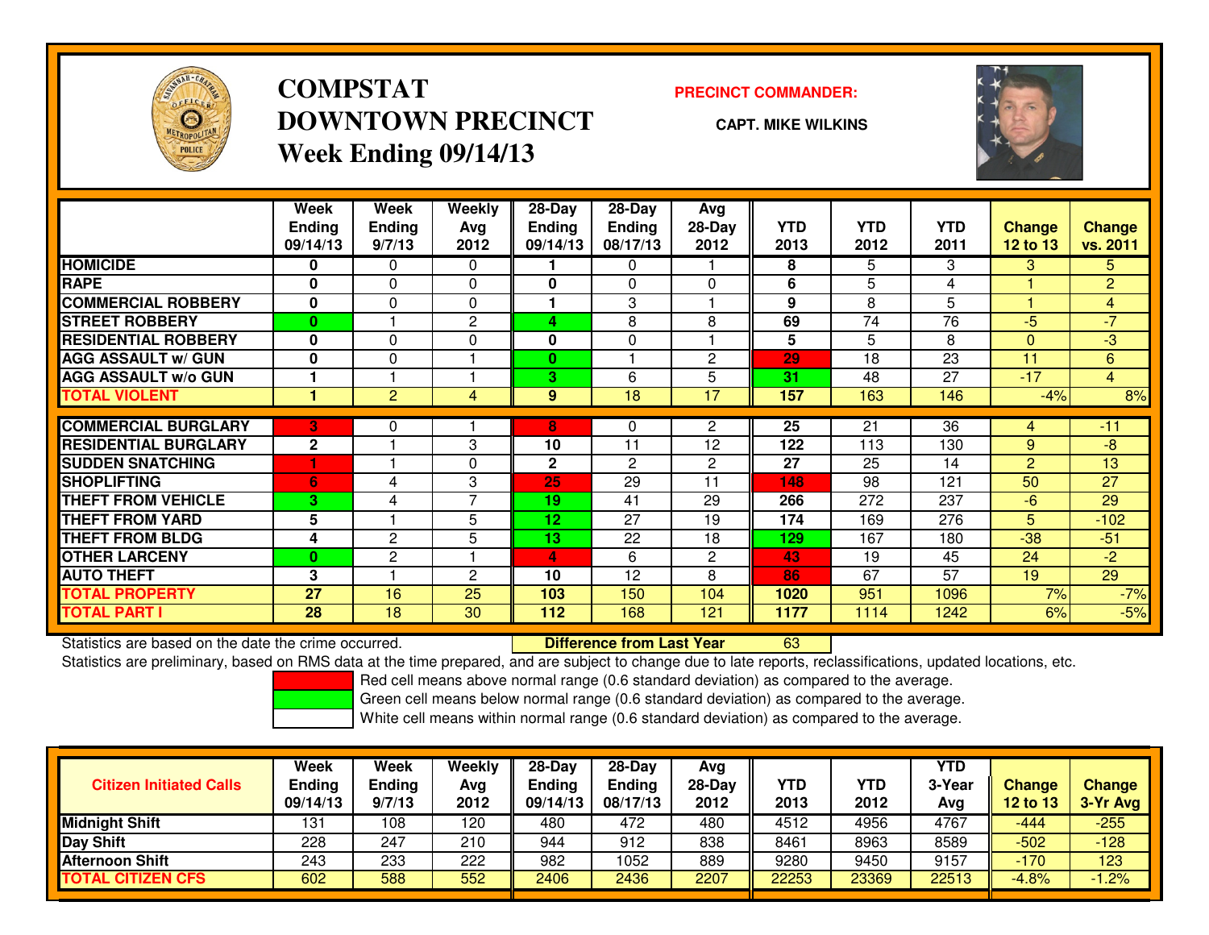# COMPSTAT
# DOWNTOWN PRECINCT
## Week Ending 09/14/13

**PRECINCT COMMANDER:**

**CAPT. MIKE WILKINS**

| | Week Ending 09/14/13 | Week Ending 9/7/13 | Weekly Avg 2012 | 28-Day Ending 09/14/13 | 28-Day Ending 08/17/13 | Avg 28-Day 2012 | YTD 2013 | YTD 2012 | YTD 2011 | Change 12 to 13 | Change vs. 2011 |
|---|---|---|---|---|---|---|---|---|---|---|---|
| HOMICIDE | 0 | 0 | 0 | 1 | 0 | 1 | 8 | 5 | 3 | 3 | 5 |
| RAPE | 0 | 0 | 0 | 0 | 0 | 0 | 6 | 5 | 4 | 1 | 2 |
| COMMERCIAL ROBBERY | 0 | 0 | 0 | 1 | 3 | 1 | 9 | 8 | 5 | 1 | 4 |
| STREET ROBBERY | 0 | 1 | 2 | 4 | 8 | 8 | 69 | 74 | 76 | -5 | -7 |
| RESIDENTIAL ROBBERY | 0 | 0 | 0 | 0 | 0 | 1 | 5 | 5 | 8 | 0 | -3 |
| AGG ASSAULT w/ GUN | 0 | 0 | 1 | 0 | 1 | 2 | 29 | 18 | 23 | 11 | 6 |
| AGG ASSAULT w/o GUN | 1 | 1 | 1 | 3 | 6 | 5 | 31 | 48 | 27 | -17 | 4 |
| TOTAL VIOLENT | 1 | 2 | 4 | 9 | 18 | 17 | 157 | 163 | 146 | -4% | 8% |
| COMMERCIAL BURGLARY | 3 | 0 | 1 | 8 | 0 | 2 | 25 | 21 | 36 | 4 | -11 |
| RESIDENTIAL BURGLARY | 2 | 1 | 3 | 10 | 11 | 12 | 122 | 113 | 130 | 9 | -8 |
| SUDDEN SNATCHING | 1 | 1 | 0 | 2 | 2 | 2 | 27 | 25 | 14 | 2 | 13 |
| SHOPLIFTING | 6 | 4 | 3 | 25 | 29 | 11 | 148 | 98 | 121 | 50 | 27 |
| THEFT FROM VEHICLE | 3 | 4 | 7 | 19 | 41 | 29 | 266 | 272 | 237 | -6 | 29 |
| THEFT FROM YARD | 5 | 1 | 5 | 12 | 27 | 19 | 174 | 169 | 276 | 5 | -102 |
| THEFT FROM BLDG | 4 | 2 | 5 | 13 | 22 | 18 | 129 | 167 | 180 | -38 | -51 |
| OTHER LARCENY | 0 | 2 | 1 | 4 | 6 | 2 | 43 | 19 | 45 | 24 | -2 |
| AUTO THEFT | 3 | 1 | 2 | 10 | 12 | 8 | 86 | 67 | 57 | 19 | 29 |
| TOTAL PROPERTY | 27 | 16 | 25 | 103 | 150 | 104 | 1020 | 951 | 1096 | 7% | -7% |
| TOTAL PART I | 28 | 18 | 30 | 112 | 168 | 121 | 1177 | 1114 | 1242 | 6% | -5% |

Statistics are based on the date the crime occurred. **Difference from Last Year** 63

Statistics are preliminary, based on RMS data at the time prepared, and are subject to change due to late reports, reclassifications, updated locations, etc.

Red cell means above normal range (0.6 standard deviation) as compared to the average.

Green cell means below normal range (0.6 standard deviation) as compared to the average.

White cell means within normal range (0.6 standard deviation) as compared to the average.

| Citizen Initiated Calls | Week Ending 09/14/13 | Week Ending 9/7/13 | Weekly Avg 2012 | 28-Day Ending 09/14/13 | 28-Day Ending 08/17/13 | Avg 28-Day 2012 | YTD 2013 | YTD 2012 | YTD 3-Year Avg | Change 12 to 13 | Change 3-Yr Avg |
|---|---|---|---|---|---|---|---|---|---|---|---|
| Midnight Shift | 131 | 108 | 120 | 480 | 472 | 480 | 4512 | 4956 | 4767 | -444 | -255 |
| Day Shift | 228 | 247 | 210 | 944 | 912 | 838 | 8461 | 8963 | 8589 | -502 | -128 |
| Afternoon Shift | 243 | 233 | 222 | 982 | 1052 | 889 | 9280 | 9450 | 9157 | -170 | 123 |
| TOTAL CITIZEN CFS | 602 | 588 | 552 | 2406 | 2436 | 2207 | 22253 | 23369 | 22513 | -4.8% | -1.2% |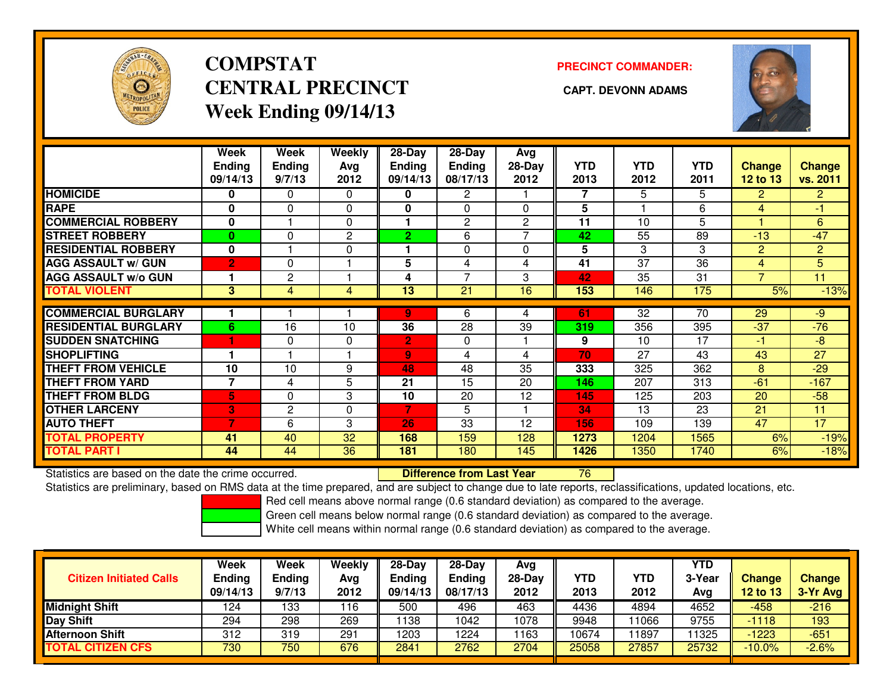# COMPSTAT
# CENTRAL PRECINCT
# Week Ending 09/14/13

**PRECINCT COMMANDER:**

**CAPT. DEVONN ADAMS**

| | Week Ending 09/14/13 | Week Ending 9/7/13 | Weekly Avg 2012 | 28-Day Ending 09/14/13 | 28-Day Ending 08/17/13 | Avg 28-Day 2012 | YTD 2013 | YTD 2012 | YTD 2011 | Change 12 to 13 | Change vs. 2011 |
|---|---|---|---|---|---|---|---|---|---|---|---|
| **HOMICIDE** | **0** | 0 | 0 | **0** | 2 | 1 | **7** | 5 | 5 | 2 | 2 |
| **RAPE** | **0** | 0 | 0 | **0** | 0 | 0 | **5** | 1 | 6 | 4 | -1 |
| **COMMERCIAL ROBBERY** | **0** | 1 | 0 | **1** | 2 | 2 | **11** | 10 | 5 | 1 | 6 |
| **STREET ROBBERY** | **0** | 0 | 2 | **2** | 6 | 7 | **42** | 55 | 89 | -13 | -47 |
| **RESIDENTIAL ROBBERY** | **0** | 1 | 0 | **1** | 0 | 0 | **5** | 3 | 3 | 2 | 2 |
| **AGG ASSAULT w/ GUN** | **2** | 0 | 1 | **5** | 4 | 4 | **41** | 37 | 36 | 4 | 5 |
| **AGG ASSAULT w/o GUN** | **1** | 2 | 1 | **4** | 7 | 3 | **42** | 35 | 31 | 7 | 11 |
| **TOTAL VIOLENT** | **3** | 4 | 4 | **13** | 21 | 16 | **153** | 146 | 175 | 5% | -13% |
| **COMMERCIAL BURGLARY** | **1** | 1 | 1 | **9** | 6 | 4 | **61** | 32 | 70 | 29 | -9 |
| **RESIDENTIAL BURGLARY** | **6** | 16 | 10 | **36** | 28 | 39 | **319** | 356 | 395 | -37 | -76 |
| **SUDDEN SNATCHING** | **1** | 0 | 0 | **2** | 0 | 1 | **9** | 10 | 17 | -1 | -8 |
| **SHOPLIFTING** | **1** | 1 | 1 | **9** | 4 | 4 | **70** | 27 | 43 | 43 | 27 |
| **THEFT FROM VEHICLE** | **10** | 10 | 9 | **48** | 48 | 35 | **333** | 325 | 362 | 8 | -29 |
| **THEFT FROM YARD** | **7** | 4 | 5 | **21** | 15 | 20 | **146** | 207 | 313 | -61 | -167 |
| **THEFT FROM BLDG** | **5** | 0 | 3 | **10** | 20 | 12 | **145** | 125 | 203 | 20 | -58 |
| **OTHER LARCENY** | **3** | 2 | 0 | **7** | 5 | 1 | **34** | 13 | 23 | 21 | 11 |
| **AUTO THEFT** | **7** | 6 | 3 | **26** | 33 | 12 | **156** | 109 | 139 | 47 | 17 |
| **TOTAL PROPERTY** | **41** | 40 | 32 | **168** | 159 | 128 | **1273** | 1204 | 1565 | 6% | -19% |
| **TOTAL PART I** | **44** | 44 | 36 | **181** | 180 | 145 | **1426** | 1350 | 1740 | 6% | -18% |

Statistics are based on the date the crime occurred. **Difference from Last Year** 76

Statistics are preliminary, based on RMS data at the time prepared, and are subject to change due to late reports, reclassifications, updated locations, etc.

Red cell means above normal range (0.6 standard deviation) as compared to the average.

Green cell means below normal range (0.6 standard deviation) as compared to the average.

White cell means within normal range (0.6 standard deviation) as compared to the average.

| Citizen Initiated Calls | Week Ending 09/14/13 | Week Ending 9/7/13 | Weekly Avg 2012 | 28-Day Ending 09/14/13 | 28-Day Ending 08/17/13 | Avg 28-Day 2012 | YTD 2013 | YTD 2012 | YTD 3-Year Avg | Change 12 to 13 | Change 3-Yr Avg |
|---|---|---|---|---|---|---|---|---|---|---|---|
| **Midnight Shift** | 124 | 133 | 116 | 500 | 496 | 463 | 4436 | 4894 | 4652 | -458 | -216 |
| **Day Shift** | 294 | 298 | 269 | 1138 | 1042 | 1078 | 9948 | 11066 | 9755 | -1118 | 193 |
| **Afternoon Shift** | 312 | 319 | 291 | 1203 | 1224 | 1163 | 10674 | 11897 | 11325 | -1223 | -651 |
| **TOTAL CITIZEN CFS** | 730 | 750 | 676 | 2841 | 2762 | 2704 | 25058 | 27857 | 25732 | -10.0% | -2.6% |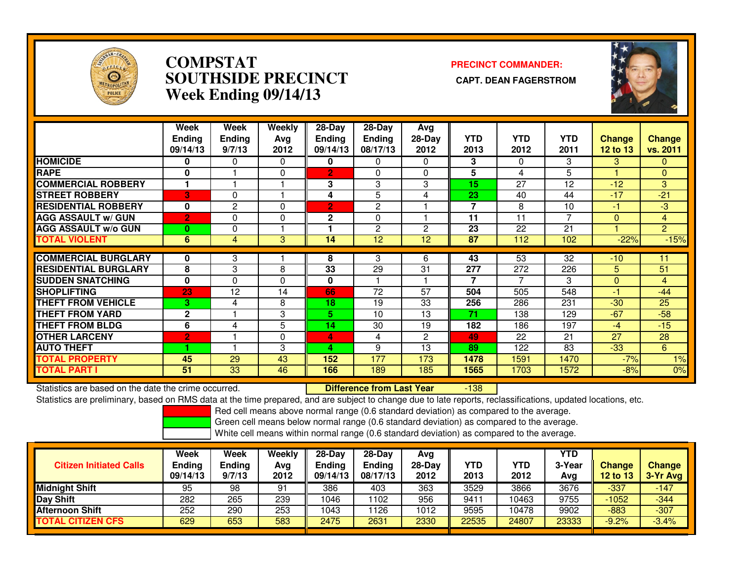# COMPSTAT SOUTHSIDE PRECINCT Week Ending 09/14/13

**PRECINCT COMMANDER:**

**CAPT. DEAN FAGERSTROM**

| | Week Ending 09/14/13 | Week Ending 9/7/13 | Weekly Avg 2012 | 28-Day Ending 09/14/13 | 28-Day Ending 08/17/13 | Avg 28-Day 2012 | YTD 2013 | YTD 2012 | YTD 2011 | Change 12 to 13 | Change vs. 2011 |
|---|---|---|---|---|---|---|---|---|---|---|---|
| HOMICIDE | 0 | 0 | 0 | 0 | 0 | 0 | 3 | 0 | 3 | 3 | 0 |
| RAPE | 0 | 1 | 0 | 2 | 0 | 0 | 5 | 4 | 5 | 1 | 0 |
| COMMERCIAL ROBBERY | 1 | 1 | 1 | 3 | 3 | 3 | 15 | 27 | 12 | -12 | 3 |
| STREET ROBBERY | 3 | 0 | 1 | 4 | 5 | 4 | 23 | 40 | 44 | -17 | -21 |
| RESIDENTIAL ROBBERY | 0 | 2 | 0 | 2 | 2 | 1 | 7 | 8 | 10 | -1 | -3 |
| AGG ASSAULT w/ GUN | 2 | 0 | 0 | 2 | 0 | 1 | 11 | 11 | 7 | 0 | 4 |
| AGG ASSAULT w/o GUN | 0 | 0 | 1 | 1 | 2 | 2 | 23 | 22 | 21 | 1 | 2 |
| TOTAL VIOLENT | 6 | 4 | 3 | 14 | 12 | 12 | 87 | 112 | 102 | -22% | -15% |
| COMMERCIAL BURGLARY | 0 | 3 | 1 | 8 | 3 | 6 | 43 | 53 | 32 | -10 | 11 |
| RESIDENTIAL BURGLARY | 8 | 3 | 8 | 33 | 29 | 31 | 277 | 272 | 226 | 5 | 51 |
| SUDDEN SNATCHING | 0 | 0 | 0 | 0 | 1 | 1 | 7 | 7 | 3 | 0 | 4 |
| SHOPLIFTING | 23 | 12 | 14 | 66 | 72 | 57 | 504 | 505 | 548 | -1 | -44 |
| THEFT FROM VEHICLE | 3 | 4 | 8 | 18 | 19 | 33 | 256 | 286 | 231 | -30 | 25 |
| THEFT FROM YARD | 2 | 1 | 3 | 5 | 10 | 13 | 71 | 138 | 129 | -67 | -58 |
| THEFT FROM BLDG | 6 | 4 | 5 | 14 | 30 | 19 | 182 | 186 | 197 | -4 | -15 |
| OTHER LARCENY | 2 | 1 | 0 | 4 | 4 | 2 | 49 | 22 | 21 | 27 | 28 |
| AUTO THEFT | 1 | 1 | 3 | 4 | 9 | 13 | 89 | 122 | 83 | -33 | 6 |
| TOTAL PROPERTY | 45 | 29 | 43 | 152 | 177 | 173 | 1478 | 1591 | 1470 | -7% | 1% |
| TOTAL PART I | 51 | 33 | 46 | 166 | 189 | 185 | 1565 | 1703 | 1572 | -8% | 0% |

Statistics are based on the date the crime occurred. **Difference from Last Year** -138

Statistics are preliminary, based on RMS data at the time prepared, and are subject to change due to late reports, reclassifications, updated locations, etc.

Red cell means above normal range (0.6 standard deviation) as compared to the average.

Green cell means below normal range (0.6 standard deviation) as compared to the average.

White cell means within normal range (0.6 standard deviation) as compared to the average.

| Citizen Initiated Calls | Week Ending 09/14/13 | Week Ending 9/7/13 | Weekly Avg 2012 | 28-Day Ending 09/14/13 | 28-Day Ending 08/17/13 | Avg 28-Day 2012 | YTD 2013 | YTD 2012 | YTD 3-Year Avg | Change 12 to 13 | Change 3-Yr Avg |
|---|---|---|---|---|---|---|---|---|---|---|---|
| Midnight Shift | 95 | 98 | 91 | 386 | 403 | 363 | 3529 | 3866 | 3676 | -337 | -147 |
| Day Shift | 282 | 265 | 239 | 1046 | 1102 | 956 | 9411 | 10463 | 9755 | -1052 | -344 |
| Afternoon Shift | 252 | 290 | 253 | 1043 | 1126 | 1012 | 9595 | 10478 | 9902 | -883 | -307 |
| TOTAL CITIZEN CFS | 629 | 653 | 583 | 2475 | 2631 | 2330 | 22535 | 24807 | 23333 | -9.2% | -3.4% |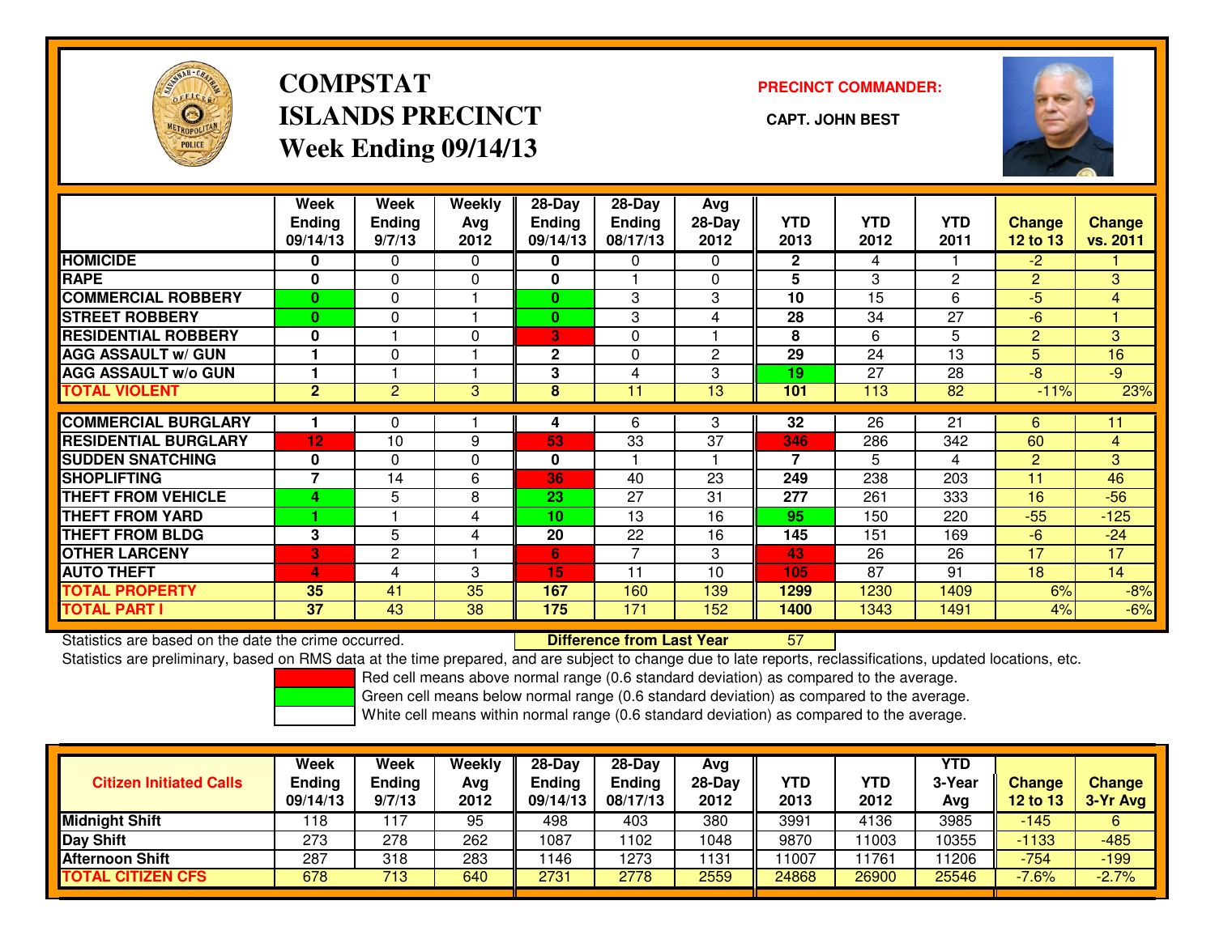# COMPSTAT
# ISLANDS PRECINCT
# Week Ending 09/14/13

**PRECINCT COMMANDER:**

**CAPT. JOHN BEST**

| | Week Ending 09/14/13 | Week Ending 9/7/13 | Weekly Avg 2012 | 28-Day Ending 09/14/13 | 28-Day Ending 08/17/13 | Avg 28-Day 2012 | YTD 2013 | YTD 2012 | YTD 2011 | Change 12 to 13 | Change vs. 2011 |
|---|---|---|---|---|---|---|---|---|---|---|---|
| HOMICIDE | 0 | 0 | 0 | 0 | 0 | 0 | 2 | 4 | 1 | -2 | 1 |
| RAPE | 0 | 0 | 0 | 0 | 1 | 0 | 5 | 3 | 2 | 2 | 3 |
| COMMERCIAL ROBBERY | 0 | 0 | 1 | 0 | 3 | 3 | 10 | 15 | 6 | -5 | 4 |
| STREET ROBBERY | 0 | 0 | 1 | 0 | 3 | 4 | 28 | 34 | 27 | -6 | 1 |
| RESIDENTIAL ROBBERY | 0 | 1 | 0 | 3 | 0 | 1 | 8 | 6 | 5 | 2 | 3 |
| AGG ASSAULT w/ GUN | 1 | 0 | 1 | 2 | 0 | 2 | 29 | 24 | 13 | 5 | 16 |
| AGG ASSAULT w/o GUN | 1 | 1 | 1 | 3 | 4 | 3 | 19 | 27 | 28 | -8 | -9 |
| TOTAL VIOLENT | 2 | 2 | 3 | 8 | 11 | 13 | 101 | 113 | 82 | -11% | 23% |
| COMMERCIAL BURGLARY | 1 | 0 | 1 | 4 | 6 | 3 | 32 | 26 | 21 | 6 | 11 |
| RESIDENTIAL BURGLARY | 12 | 10 | 9 | 53 | 33 | 37 | 346 | 286 | 342 | 60 | 4 |
| SUDDEN SNATCHING | 0 | 0 | 0 | 0 | 1 | 1 | 7 | 5 | 4 | 2 | 3 |
| SHOPLIFTING | 7 | 14 | 6 | 36 | 40 | 23 | 249 | 238 | 203 | 11 | 46 |
| THEFT FROM VEHICLE | 4 | 5 | 8 | 23 | 27 | 31 | 277 | 261 | 333 | 16 | -56 |
| THEFT FROM YARD | 1 | 1 | 4 | 10 | 13 | 16 | 95 | 150 | 220 | -55 | -125 |
| THEFT FROM BLDG | 3 | 5 | 4 | 20 | 22 | 16 | 145 | 151 | 169 | -6 | -24 |
| OTHER LARCENY | 3 | 2 | 1 | 6 | 7 | 3 | 43 | 26 | 26 | 17 | 17 |
| AUTO THEFT | 4 | 4 | 3 | 15 | 11 | 10 | 105 | 87 | 91 | 18 | 14 |
| TOTAL PROPERTY | 35 | 41 | 35 | 167 | 160 | 139 | 1299 | 1230 | 1409 | 6% | -8% |
| TOTAL PART I | 37 | 43 | 38 | 175 | 171 | 152 | 1400 | 1343 | 1491 | 4% | -6% |

Statistics are based on the date the crime occurred. **Difference from Last Year** 57

Statistics are preliminary, based on RMS data at the time prepared, and are subject to change due to late reports, reclassifications, updated locations, etc.

Red cell means above normal range (0.6 standard deviation) as compared to the average.

Green cell means below normal range (0.6 standard deviation) as compared to the average.

White cell means within normal range (0.6 standard deviation) as compared to the average.

| Citizen Initiated Calls | Week Ending 09/14/13 | Week Ending 9/7/13 | Weekly Avg 2012 | 28-Day Ending 09/14/13 | 28-Day Ending 08/17/13 | Avg 28-Day 2012 | YTD 2013 | YTD 2012 | YTD 3-Year Avg | Change 12 to 13 | Change 3-Yr Avg |
|---|---|---|---|---|---|---|---|---|---|---|---|
| Midnight Shift | 118 | 117 | 95 | 498 | 403 | 380 | 3991 | 4136 | 3985 | -145 | 6 |
| Day Shift | 273 | 278 | 262 | 1087 | 1102 | 1048 | 9870 | 11003 | 10355 | -1133 | -485 |
| Afternoon Shift | 287 | 318 | 283 | 1146 | 1273 | 1131 | 11007 | 11761 | 11206 | -754 | -199 |
| TOTAL CITIZEN CFS | 678 | 713 | 640 | 2731 | 2778 | 2559 | 24868 | 26900 | 25546 | -7.6% | -2.7% |